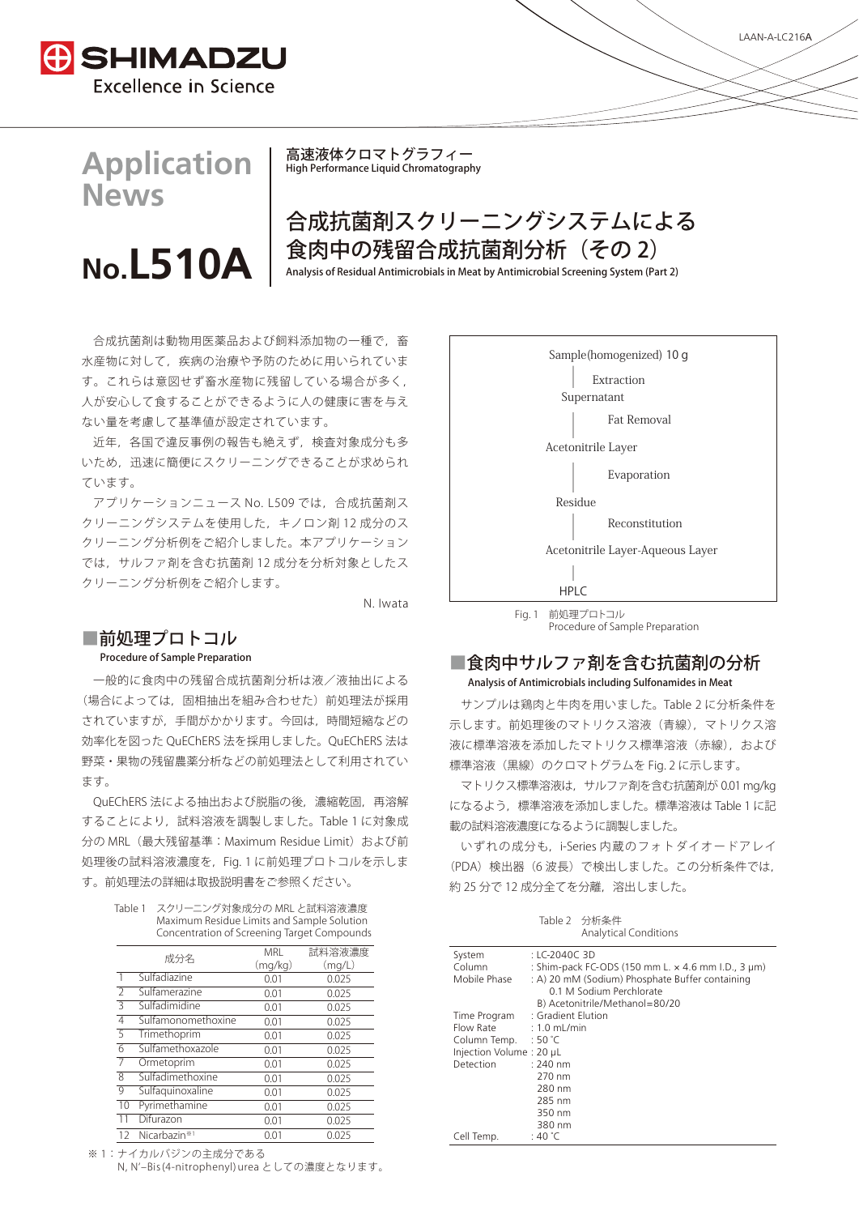LAAN-A-LC216A

# Application News

# No.L510A

高速液体クロマトグラフィー
High Performance Liquid Chromatography

## 合成抗菌剤スクリーニングシステムによる食肉中の残留合成抗菌剤分析（その 2）

Analysis of Residual Antimicrobials in Meat by Antimicrobial Screening System (Part 2)

合成抗菌剤は動物用医薬品および飼料添加物の一種で，畜水産物に対して，疾病の治療や予防のために用いられています。これらは意図せず畜水産物に残留している場合が多く，人が安心して食することができるように人の健康に害を与えない量を考慮して基準値が設定されています。

近年，各国で違反事例の報告も絶えず，検査対象成分も多いため，迅速に簡便にスクリーニングできることが求められています。

アプリケーションニュース No. L509 では，合成抗菌剤スクリーニングシステムを使用した，キノロン剤 12 成分のスクリーニング分析例をご紹介しました。本アプリケーションでは，サルファ剤を含む抗菌剤 12 成分を分析対象としたスクリーニング分析例をご紹介します。

N. Iwata

## ■前処理プロトコル

Procedure of Sample Preparation

一般的に食肉中の残留合成抗菌剤分析は液／液抽出による（場合によっては，固相抽出を組み合わせた）前処理法が採用されていますが，手間がかかります。今回は，時間短縮などの効率化を図った QuEChERS 法を採用しました。QuEChERS 法は野菜・果物の残留農薬分析などの前処理法として利用されています。

QuEChERS 法による抽出および脱脂の後，濃縮乾固，再溶解することにより，試料溶液を調製しました。Table 1 に対象成分の MRL（最大残留基準：Maximum Residue Limit）および前処理後の試料溶液濃度を，Fig. 1 に前処理プロトコルを示します。前処理法の詳細は取扱説明書をご参照ください。

Table 1　スクリーニング対象成分の MRL と試料溶液濃度
Maximum Residue Limits and Sample Solution Concentration of Screening Target Compounds

| | 成分名 | MRL (mg/kg) | 試料溶液濃度 (mg/L) |
|---|---|---|---|
| 1 | Sulfadiazine | 0.01 | 0.025 |
| 2 | Sulfamerazine | 0.01 | 0.025 |
| 3 | Sulfadimidine | 0.01 | 0.025 |
| 4 | Sulfamonomethoxine | 0.01 | 0.025 |
| 5 | Trimethoprim | 0.01 | 0.025 |
| 6 | Sulfamethoxazole | 0.01 | 0.025 |
| 7 | Ormetoprim | 0.01 | 0.025 |
| 8 | Sulfadimethoxine | 0.01 | 0.025 |
| 9 | Sulfaquinoxaline | 0.01 | 0.025 |
| 10 | Pyrimethamine | 0.01 | 0.025 |
| 11 | Difurazon | 0.01 | 0.025 |
| 12 | Nicarbazin※1 | 0.01 | 0.025 |

※1：ナイカルバジンの主成分である N, N'−Bis(4-nitrophenyl)urea としての濃度となります。

Sample(homogenized) 10 g
｜ Extraction
Supernatant
｜ Fat Removal
Acetonitrile Layer
｜ Evaporation
Residue
｜ Reconstitution
Acetonitrile Layer-Aqueous Layer
｜
HPLC

Fig. 1　前処理プロトコル
Procedure of Sample Preparation

## ■食肉中サルファ剤を含む抗菌剤の分析

Analysis of Antimicrobials including Sulfonamides in Meat

サンプルは鶏肉と牛肉を用いました。Table 2 に分析条件を示します。前処理後のマトリクス溶液（青線），マトリクス溶液に標準溶液を添加したマトリクス標準溶液（赤線），および標準溶液（黒線）のクロマトグラムを Fig. 2 に示します。

マトリクス標準溶液は，サルファ剤を含む抗菌剤が 0.01 mg/kg になるよう，標準溶液を添加しました。標準溶液は Table 1 に記載の試料溶液濃度になるように調製しました。

いずれの成分も，i-Series 内蔵のフォトダイオードアレイ（PDA）検出器（6 波長）で検出しました。この分析条件では，約 25 分で 12 成分全てを分離，溶出しました。

Table 2　分析条件
Analytical Conditions

| | |
|---|---|
| System | : LC-2040C 3D |
| Column | : Shim-pack FC-ODS (150 mm L. × 4.6 mm I.D., 3 µm) |
| Mobile Phase | : A) 20 mM (Sodium) Phosphate Buffer containing 0.1 M Sodium Perchlorate<br>B) Acetonitrile/Methanol=80/20 |
| Time Program | : Gradient Elution |
| Flow Rate | : 1.0 mL/min |
| Column Temp. | : 50 ˚C |
| Injection Volume | : 20 µL |
| Detection | : 240 nm<br>270 nm<br>280 nm<br>285 nm<br>350 nm<br>380 nm |
| Cell Temp. | : 40 ˚C |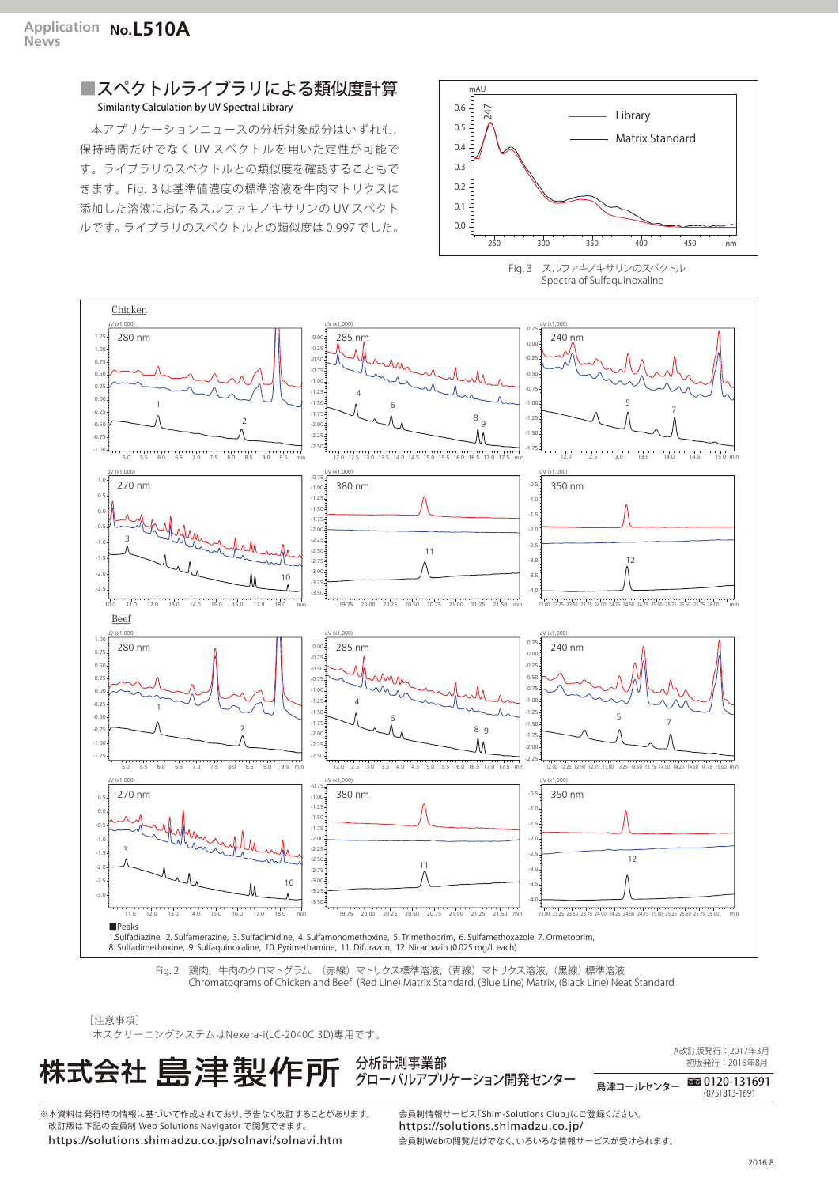## ■スペクトルライブラリによる類似度計算

Similarity Calculation by UV Spectral Library

本アプリケーションニュースの分析対象成分はいずれも，保持時間だけでなく UV スペクトルを用いた定性が可能です。ライブラリのスペクトルとの類似度を確認することもできます。Fig. 3 は基準値濃度の標準溶液を牛肉マトリクスに添加した溶液におけるスルファキノキサリンの UV スペクトルです。ライブラリのスペクトルとの類似度は 0.997 でした。

mAU
247
Library
Matrix Standard
nm

Fig. 3　スルファキノキサリンのスペクトル
Spectra of Sulfaquinoxaline

Chicken

280 nm　285 nm　240 nm　270 nm　380 nm　350 nm

Beef

280 nm　285 nm　240 nm　270 nm　380 nm　350 nm

■Peaks
1.Sulfadiazine, 2. Sulfamerazine, 3. Sulfadimidine, 4. Sulfamonomethoxine, 5. Trimethoprim, 6. Sulfamethoxazole, 7. Ormetoprim,
8. Sulfadimethoxine, 9. Sulfaquinoxaline, 10. Pyrimethamine, 11. Difurazon, 12. Nicarbazin (0.025 mg/L each)

Fig. 2　鶏肉，牛肉のクロマトグラム　（赤線）マトリクス標準溶液，（青線）マトリクス溶液，（黒線）標準溶液
Chromatograms of Chicken and Beef (Red Line) Matrix Standard, (Blue Line) Matrix, (Black Line) Neat Standard

［注意事項］
本スクリーニングシステムはNexera-i(LC-2040C 3D)専用です。

株式会社 島津製作所　分析計測事業部 グローバルアプリケーション開発センター

A改訂版発行：2017年3月
初版発行：2016年8月

島津コールセンター　0120-131691 (075) 813-1691

※本資料は発行時の情報に基づいて作成されており，予告なく改訂することがあります。
改訂版は下記の会員制 Web Solutions Navigator で閲覧できます。
https://solutions.shimadzu.co.jp/solnavi/solnavi.htm

会員制情報サービス「Shim-Solutions Club」にご登録ください。
https://solutions.shimadzu.co.jp/
会員制Webの閲覧だけでなく，いろいろな情報サービスが受けられます。

2016.8